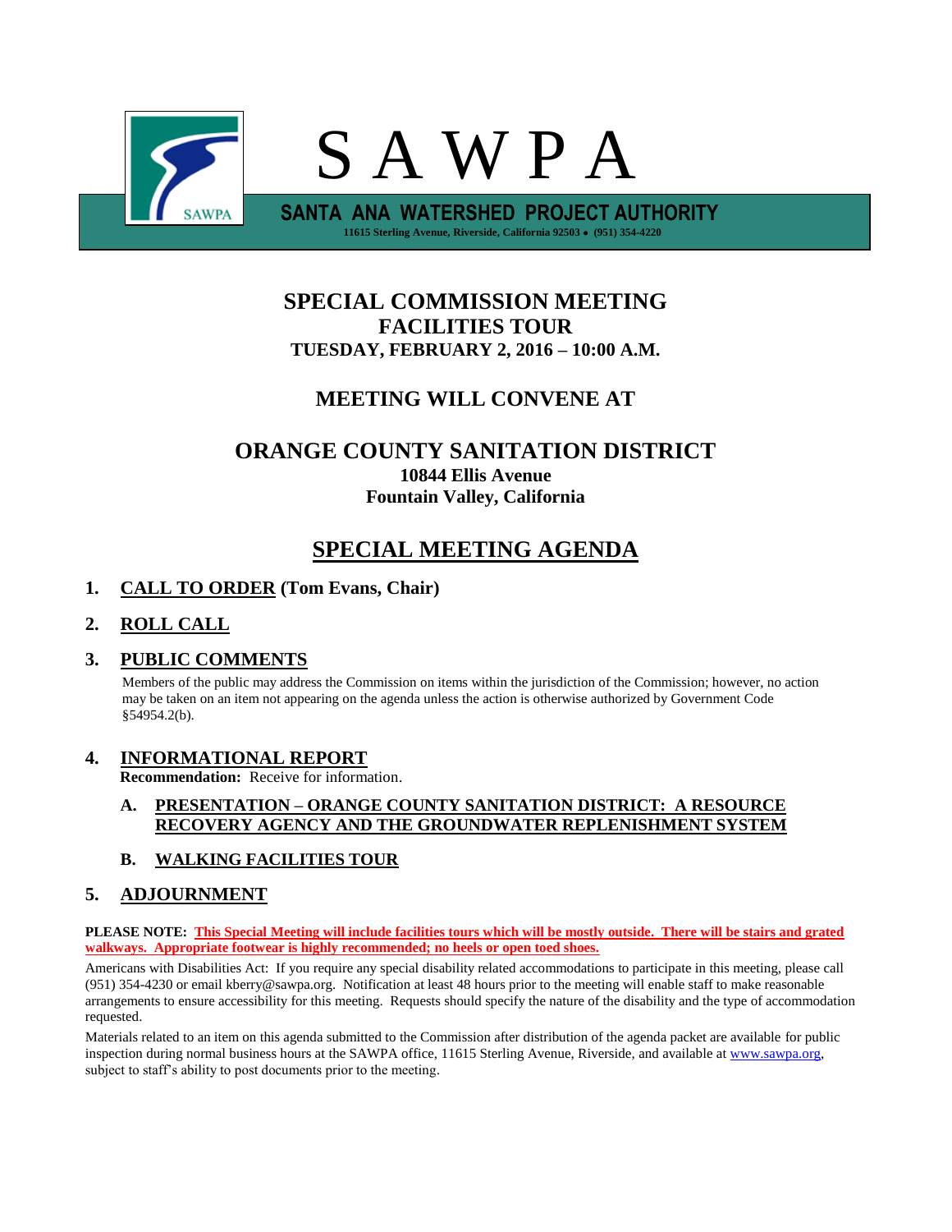# S A W P A

**SANTA ANA WATERSHED PROJECT AUTHORITY**

11615 Sterling Avenue, Riverside, California 92503 • (951) 354-4220

## SPECIAL COMMISSION MEETING
## FACILITIES TOUR
### TUESDAY, FEBRUARY 2, 2016 – 10:00 A.M.

## MEETING WILL CONVENE AT

## ORANGE COUNTY SANITATION DISTRICT
**10844 Ellis Avenue**
**Fountain Valley, California**

## SPECIAL MEETING AGENDA

1. **CALL TO ORDER (Tom Evans, Chair)**

2. **ROLL CALL**

3. **PUBLIC COMMENTS**

   Members of the public may address the Commission on items within the jurisdiction of the Commission; however, no action may be taken on an item not appearing on the agenda unless the action is otherwise authorized by Government Code §54954.2(b).

4. **INFORMATIONAL REPORT**

   **Recommendation:** Receive for information.

   A. **PRESENTATION – ORANGE COUNTY SANITATION DISTRICT: A RESOURCE RECOVERY AGENCY AND THE GROUNDWATER REPLENISHMENT SYSTEM**

   B. **WALKING FACILITIES TOUR**

5. **ADJOURNMENT**

**PLEASE NOTE:** **This Special Meeting will include facilities tours which will be mostly outside. There will be stairs and grated walkways. Appropriate footwear is highly recommended; no heels or open toed shoes.**

Americans with Disabilities Act: If you require any special disability related accommodations to participate in this meeting, please call (951) 354-4230 or email kberry@sawpa.org. Notification at least 48 hours prior to the meeting will enable staff to make reasonable arrangements to ensure accessibility for this meeting. Requests should specify the nature of the disability and the type of accommodation requested.

Materials related to an item on this agenda submitted to the Commission after distribution of the agenda packet are available for public inspection during normal business hours at the SAWPA office, 11615 Sterling Avenue, Riverside, and available at www.sawpa.org, subject to staff's ability to post documents prior to the meeting.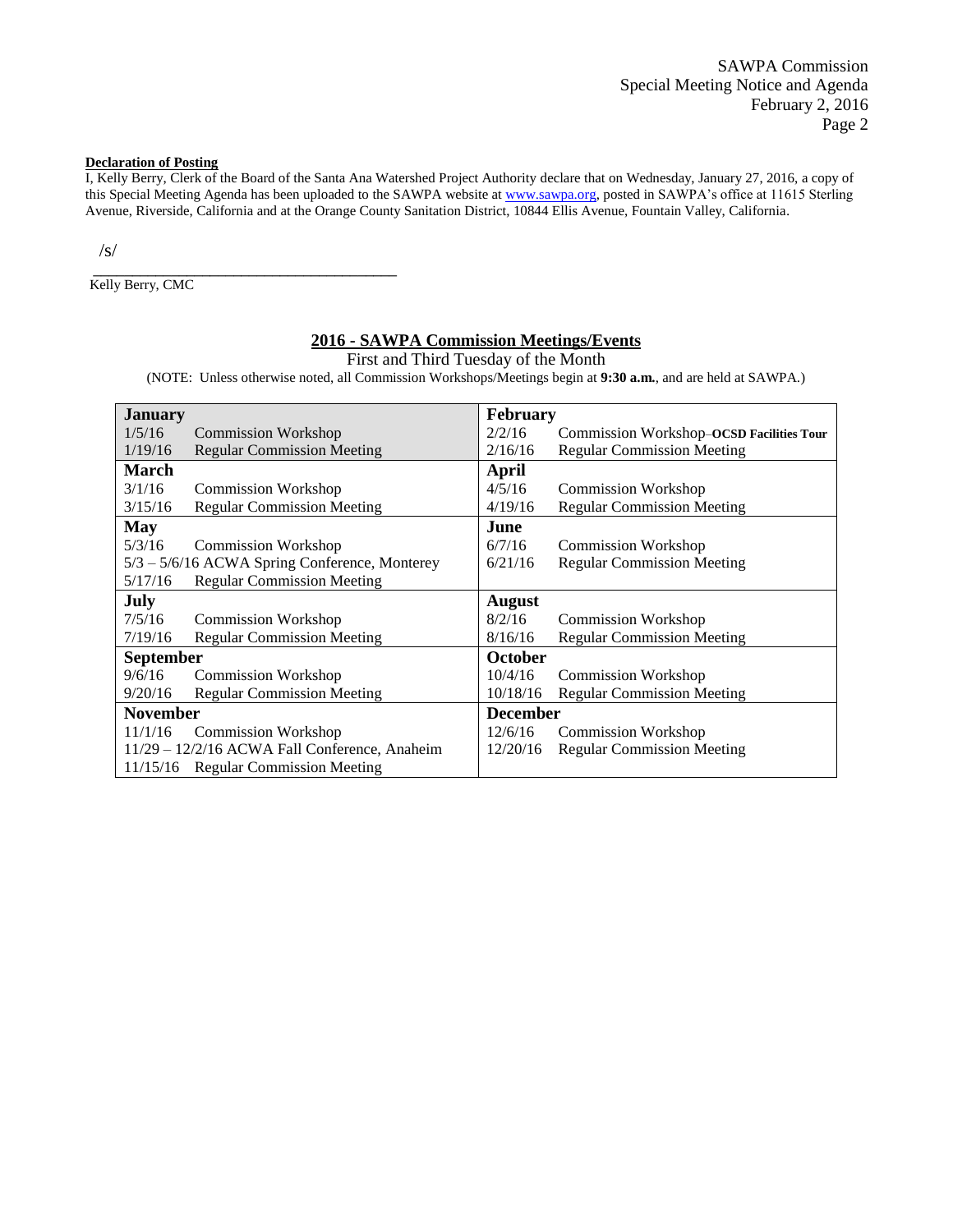**Declaration of Posting**

I, Kelly Berry, Clerk of the Board of the Santa Ana Watershed Project Authority declare that on Wednesday, January 27, 2016, a copy of this Special Meeting Agenda has been uploaded to the SAWPA website at www.sawpa.org, posted in SAWPA's office at 11615 Sterling Avenue, Riverside, California and at the Orange County Sanitation District, 10844 Ellis Avenue, Fountain Valley, California.

/s/

\_\_\_\_\_\_\_\_\_\_\_\_\_\_\_\_\_\_\_\_\_\_\_\_\_\_\_\_\_\_\_\_\_\_\_\_\_\_\_\_

Kelly Berry, CMC

## 2016 - SAWPA Commission Meetings/Events

First and Third Tuesday of the Month

(NOTE: Unless otherwise noted, all Commission Workshops/Meetings begin at **9:30 a.m.**, and are held at SAWPA.)

| | |
|---|---|
| **January** | **February** |
| 1/5/16 Commission Workshop | 2/2/16 Commission Workshop–**OCSD Facilities Tour** |
| 1/19/16 Regular Commission Meeting | 2/16/16 Regular Commission Meeting |
| **March** | **April** |
| 3/1/16 Commission Workshop | 4/5/16 Commission Workshop |
| 3/15/16 Regular Commission Meeting | 4/19/16 Regular Commission Meeting |
| **May** | **June** |
| 5/3/16 Commission Workshop | 6/7/16 Commission Workshop |
| 5/3 – 5/6/16 ACWA Spring Conference, Monterey | 6/21/16 Regular Commission Meeting |
| 5/17/16 Regular Commission Meeting | |
| **July** | **August** |
| 7/5/16 Commission Workshop | 8/2/16 Commission Workshop |
| 7/19/16 Regular Commission Meeting | 8/16/16 Regular Commission Meeting |
| **September** | **October** |
| 9/6/16 Commission Workshop | 10/4/16 Commission Workshop |
| 9/20/16 Regular Commission Meeting | 10/18/16 Regular Commission Meeting |
| **November** | **December** |
| 11/1/16 Commission Workshop | 12/6/16 Commission Workshop |
| 11/29 – 12/2/16 ACWA Fall Conference, Anaheim | 12/20/16 Regular Commission Meeting |
| 11/15/16 Regular Commission Meeting | |